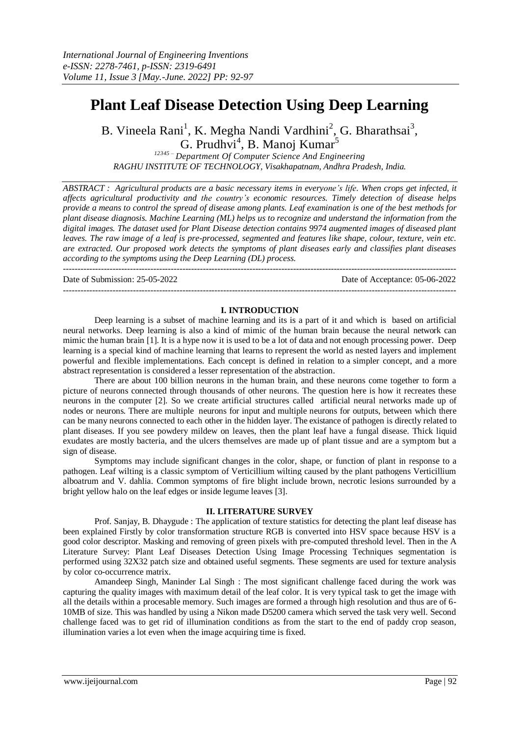# Plant Leaf Disease Detection Using Deep Learning

B. Vineela Rani[1], K. Megha Nandi Vardhini[2], G. Bharathsai[3], G. Prudhvi[4], B. Manoj Kumar[5]

[12345 –] *Department Of Computer Science And Engineering*
*RAGHU INSTITUTE OF TECHNOLOGY, Visakhapatnam, Andhra Pradesh, India.*

*ABSTRACT : Agricultural products are a basic necessary items in everyone's life. When crops get infected, it affects agricultural productivity and the country's economic resources. Timely detection of disease helps provide a means to control the spread of disease among plants. Leaf examination is one of the best methods for plant disease diagnosis. Machine Learning (ML) helps us to recognize and understand the information from the digital images. The dataset used for Plant Disease detection contains 9974 augmented images of diseased plant leaves. The raw image of a leaf is pre-processed, segmented and features like shape, colour, texture, vein etc. are extracted. Our proposed work detects the symptoms of plant diseases early and classifies plant diseases according to the symptoms using the Deep Learning (DL) process.*

---

Date of Submission: 25-05-2022 Date of Acceptance: 05-06-2022

---

## I. INTRODUCTION

Deep learning is a subset of machine learning and its is a part of it and which is based on artificial neural networks. Deep learning is also a kind of mimic of the human brain because the neural network can mimic the human brain [1]. It is a hype now it is used to be a lot of data and not enough processing power. Deep learning is a special kind of machine learning that learns to represent the world as nested layers and implement powerful and flexible implementations. Each concept is defined in relation to a simpler concept, and a more abstract representation is considered a lesser representation of the abstraction.

There are about 100 billion neurons in the human brain, and these neurons come together to form a picture of neurons connected through thousands of other neurons. The question here is how it recreates these neurons in the computer [2]. So we create artificial structures called artificial neural networks made up of nodes or neurons. There are multiple neurons for input and multiple neurons for outputs, between which there can be many neurons connected to each other in the hidden layer. The existance of pathogen is directly related to plant diseases. If you see powdery mildew on leaves, then the plant leaf have a fungal disease. Thick liquid exudates are mostly bacteria, and the ulcers themselves are made up of plant tissue and are a symptom but a sign of disease.

Symptoms may include significant changes in the color, shape, or function of plant in response to a pathogen. Leaf wilting is a classic symptom of Verticillium wilting caused by the plant pathogens Verticillium alboatrum and V. dahlia. Common symptoms of fire blight include brown, necrotic lesions surrounded by a bright yellow halo on the leaf edges or inside legume leaves [3].

## II. LITERATURE SURVEY

Prof. Sanjay, B. Dhaygude : The application of texture statistics for detecting the plant leaf disease has been explained Firstly by color transformation structure RGB is converted into HSV space because HSV is a good color descriptor. Masking and removing of green pixels with pre-computed threshold level. Then in the A Literature Survey: Plant Leaf Diseases Detection Using Image Processing Techniques segmentation is performed using 32X32 patch size and obtained useful segments. These segments are used for texture analysis by color co-occurrence matrix.

Amandeep Singh, Maninder Lal Singh : The most significant challenge faced during the work was capturing the quality images with maximum detail of the leaf color. It is very typical task to get the image with all the details within a procesable memory. Such images are formed a through high resolution and thus are of 6-10MB of size. This was handled by using a Nikon made D5200 camera which served the task very well. Second challenge faced was to get rid of illumination conditions as from the start to the end of paddy crop season, illumination varies a lot even when the image acquiring time is fixed.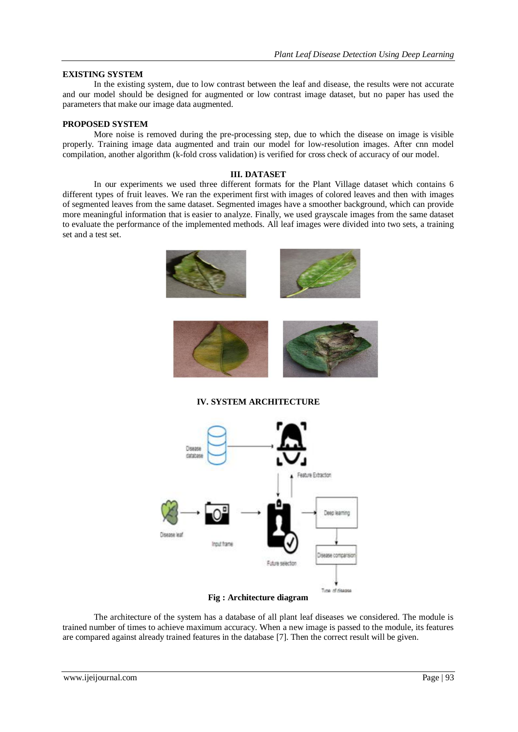### EXISTING SYSTEM

In the existing system, due to low contrast between the leaf and disease, the results were not accurate and our model should be designed for augmented or low contrast image dataset, but no paper has used the parameters that make our image data augmented.

### PROPOSED SYSTEM

More noise is removed during the pre-processing step, due to which the disease on image is visible properly. Training image data augmented and train our model for low-resolution images. After cnn model compilation, another algorithm (k-fold cross validation) is verified for cross check of accuracy of our model.

## III. DATASET

In our experiments we used three different formats for the Plant Village dataset which contains 6 different types of fruit leaves. We ran the experiment first with images of colored leaves and then with images of segmented leaves from the same dataset. Segmented images have a smoother background, which can provide more meaningful information that is easier to analyze. Finally, we used grayscale images from the same dataset to evaluate the performance of the implemented methods. All leaf images were divided into two sets, a training set and a test set.

## IV. SYSTEM ARCHITECTURE

Fig : Architecture diagram

The architecture of the system has a database of all plant leaf diseases we considered. The module is trained number of times to achieve maximum accuracy. When a new image is passed to the module, its features are compared against already trained features in the database [7]. Then the correct result will be given.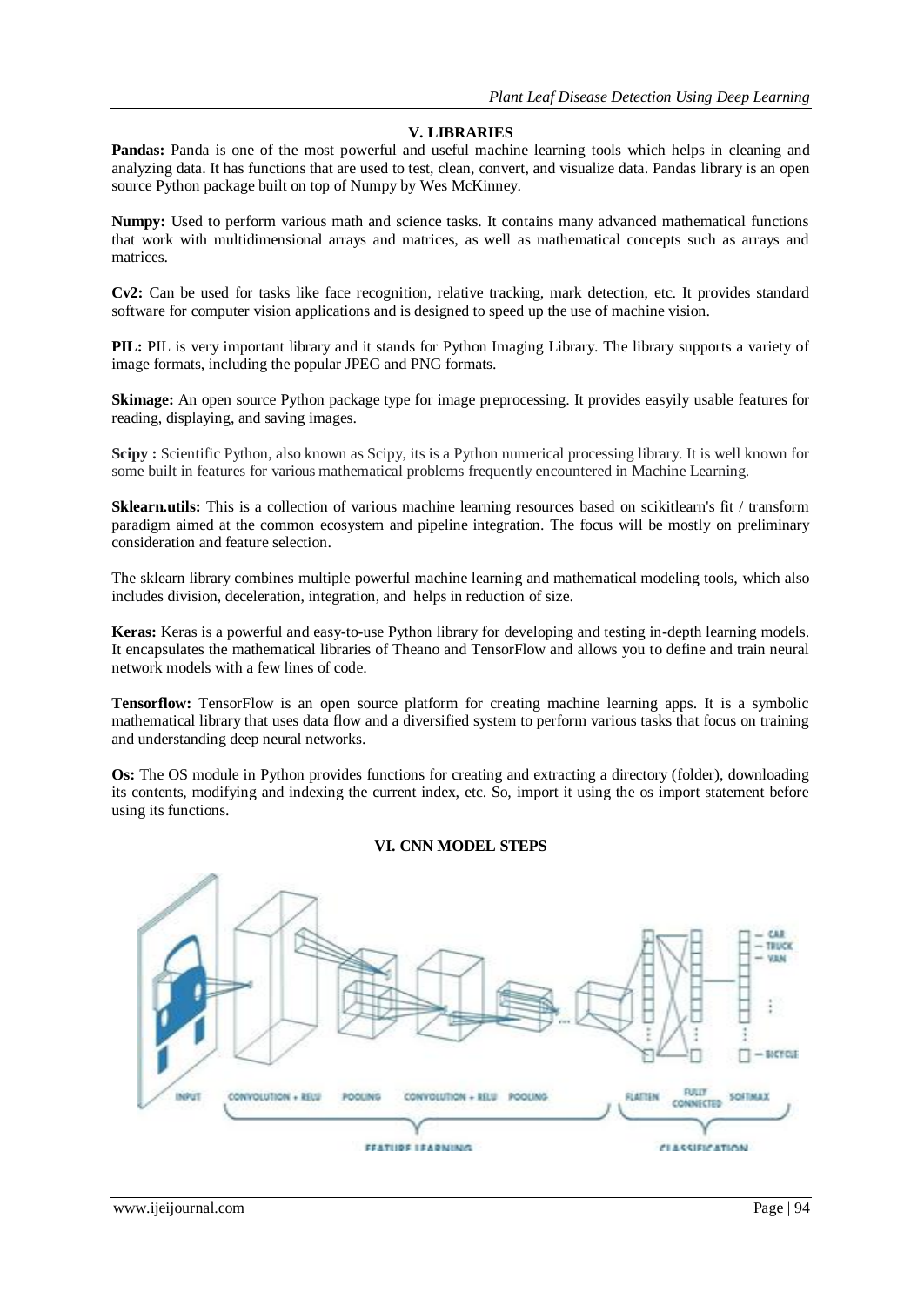## V. LIBRARIES

**Pandas:** Panda is one of the most powerful and useful machine learning tools which helps in cleaning and analyzing data. It has functions that are used to test, clean, convert, and visualize data. Pandas library is an open source Python package built on top of Numpy by Wes McKinney.

**Numpy:** Used to perform various math and science tasks. It contains many advanced mathematical functions that work with multidimensional arrays and matrices, as well as mathematical concepts such as arrays and matrices.

**Cv2:** Can be used for tasks like face recognition, relative tracking, mark detection, etc. It provides standard software for computer vision applications and is designed to speed up the use of machine vision.

**PIL:** PIL is very important library and it stands for Python Imaging Library. The library supports a variety of image formats, including the popular JPEG and PNG formats.

**Skimage:** An open source Python package type for image preprocessing. It provides easyily usable features for reading, displaying, and saving images.

**Scipy :** Scientific Python, also known as Scipy, its is a Python numerical processing library. It is well known for some built in features for various mathematical problems frequently encountered in Machine Learning.

**Sklearn.utils:** This is a collection of various machine learning resources based on scikitlearn's fit / transform paradigm aimed at the common ecosystem and pipeline integration. The focus will be mostly on preliminary consideration and feature selection.

The sklearn library combines multiple powerful machine learning and mathematical modeling tools, which also includes division, deceleration, integration, and helps in reduction of size.

**Keras:** Keras is a powerful and easy-to-use Python library for developing and testing in-depth learning models. It encapsulates the mathematical libraries of Theano and TensorFlow and allows you to define and train neural network models with a few lines of code.

**Tensorflow:** TensorFlow is an open source platform for creating machine learning apps. It is a symbolic mathematical library that uses data flow and a diversified system to perform various tasks that focus on training and understanding deep neural networks.

**Os:** The OS module in Python provides functions for creating and extracting a directory (folder), downloading its contents, modifying and indexing the current index, etc. So, import it using the os import statement before using its functions.

## VI. CNN MODEL STEPS

INPUT CONVOLUTION + RELU POOLING CONVOLUTION + RELU POOLING FLATTEN FULLY CONNECTED SOFTMAX

FEATURE LEARNING CLASSIFICATION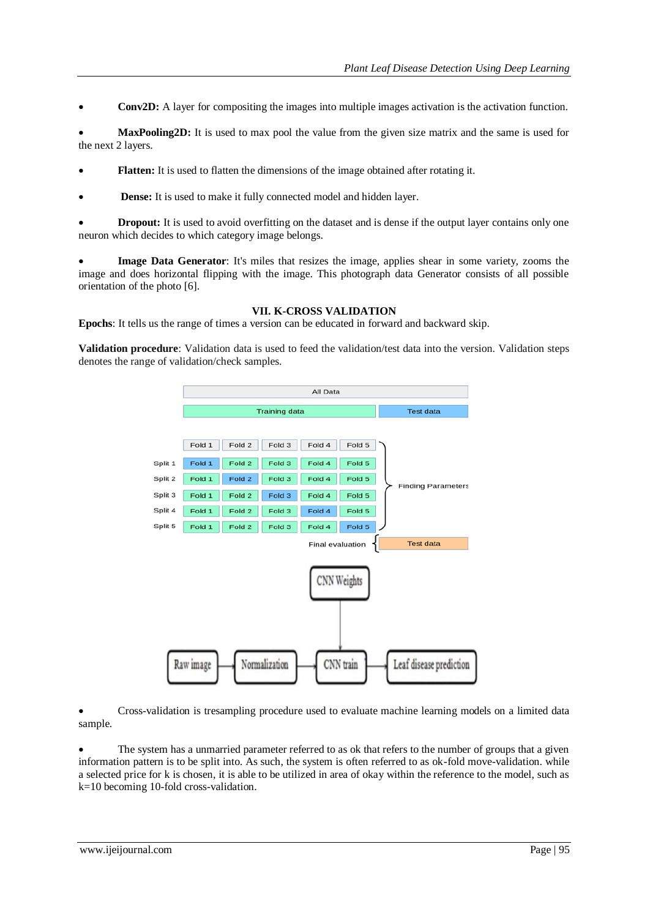- **Conv2D:** A layer for compositing the images into multiple images activation is the activation function.

- **MaxPooling2D:** It is used to max pool the value from the given size matrix and the same is used for the next 2 layers.

- **Flatten:** It is used to flatten the dimensions of the image obtained after rotating it.

- **Dense:** It is used to make it fully connected model and hidden layer.

- **Dropout:** It is used to avoid overfitting on the dataset and is dense if the output layer contains only one neuron which decides to which category image belongs.

- **Image Data Generator**: It's miles that resizes the image, applies shear in some variety, zooms the image and does horizontal flipping with the image. This photograph data Generator consists of all possible orientation of the photo [6].

## VII. K-CROSS VALIDATION

**Epochs**: It tells us the range of times a version can be educated in forward and backward skip.

**Validation procedure**: Validation data is used to feed the validation/test data into the version. Validation steps denotes the range of validation/check samples.

- Cross-validation is tresampling procedure used to evaluate machine learning models on a limited data sample.

- The system has a unmarried parameter referred to as ok that refers to the number of groups that a given information pattern is to be split into. As such, the system is often referred to as ok-fold move-validation. while a selected price for k is chosen, it is able to be utilized in area of okay within the reference to the model, such as k=10 becoming 10-fold cross-validation.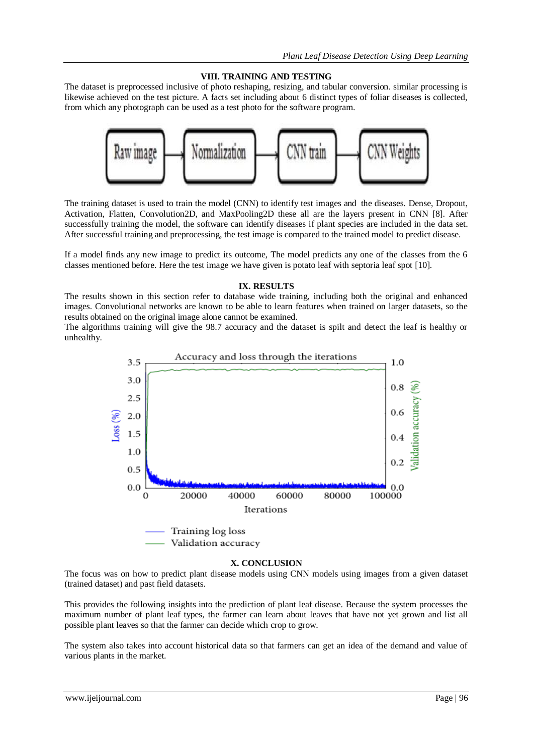## VIII. TRAINING AND TESTING

The dataset is preprocessed inclusive of photo reshaping, resizing, and tabular conversion. similar processing is likewise achieved on the test picture. A facts set including about 6 distinct types of foliar diseases is collected, from which any photograph can be used as a test photo for the software program.

Raw image → Normalization → CNN train → CNN Weights

The training dataset is used to train the model (CNN) to identify test images and the diseases. Dense, Dropout, Activation, Flatten, Convolution2D, and MaxPooling2D these all are the layers present in CNN [8]. After successfully training the model, the software can identify diseases if plant species are included in the data set. After successful training and preprocessing, the test image is compared to the trained model to predict disease.

If a model finds any new image to predict its outcome, The model predicts any one of the classes from the 6 classes mentioned before. Here the test image we have given is potato leaf with septoria leaf spot [10].

## IX. RESULTS

The results shown in this section refer to database wide training, including both the original and enhanced images. Convolutional networks are known to be able to learn features when trained on larger datasets, so the results obtained on the original image alone cannot be examined.

The algorithms training will give the 98.7 accuracy and the dataset is spilt and detect the leaf is healthy or unhealthy.

## X. CONCLUSION

The focus was on how to predict plant disease models using CNN models using images from a given dataset (trained dataset) and past field datasets.

This provides the following insights into the prediction of plant leaf disease. Because the system processes the maximum number of plant leaf types, the farmer can learn about leaves that have not yet grown and list all possible plant leaves so that the farmer can decide which crop to grow.

The system also takes into account historical data so that farmers can get an idea of the demand and value of various plants in the market.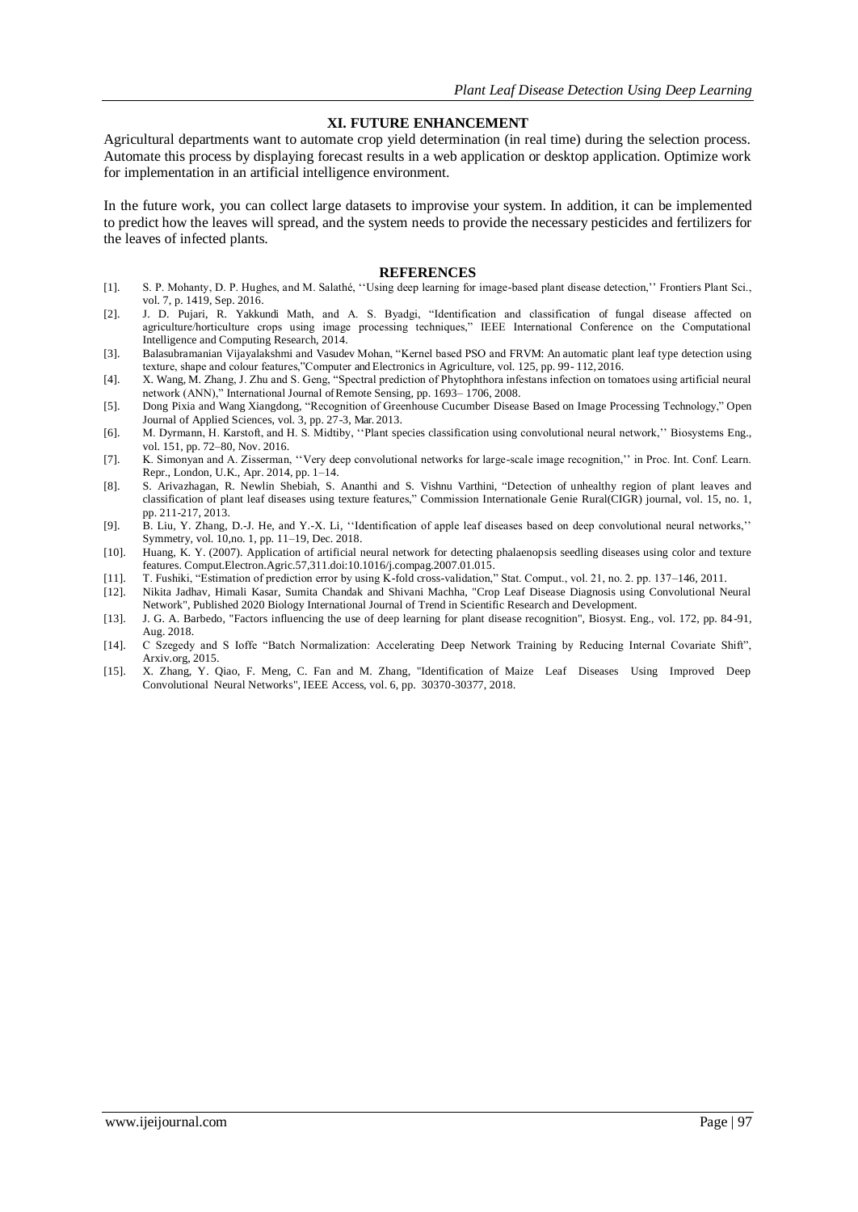## XI. FUTURE ENHANCEMENT

Agricultural departments want to automate crop yield determination (in real time) during the selection process. Automate this process by displaying forecast results in a web application or desktop application. Optimize work for implementation in an artificial intelligence environment.

In the future work, you can collect large datasets to improvise your system. In addition, it can be implemented to predict how the leaves will spread, and the system needs to provide the necessary pesticides and fertilizers for the leaves of infected plants.

## REFERENCES

[1]. S. P. Mohanty, D. P. Hughes, and M. Salathé, ''Using deep learning for image-based plant disease detection,'' Frontiers Plant Sci., vol. 7, p. 1419, Sep. 2016.

[2]. J. D. Pujari, R. Yakkundi Math, and A. S. Byadgi, "Identification and classification of fungal disease affected on agriculture/horticulture crops using image processing techniques," IEEE International Conference on the Computational Intelligence and Computing Research, 2014.

[3]. Balasubramanian Vijayalakshmi and Vasudev Mohan, "Kernel based PSO and FRVM: An automatic plant leaf type detection using texture, shape and colour features,"Computer and Electronics in Agriculture, vol. 125, pp. 99- 112, 2016.

[4]. X. Wang, M. Zhang, J. Zhu and S. Geng, "Spectral prediction of Phytophthora infestans infection on tomatoes using artificial neural network (ANN)," International Journal of Remote Sensing, pp. 1693– 1706, 2008.

[5]. Dong Pixia and Wang Xiangdong, "Recognition of Greenhouse Cucumber Disease Based on Image Processing Technology," Open Journal of Applied Sciences, vol. 3, pp. 27-3, Mar. 2013.

[6]. M. Dyrmann, H. Karstoft, and H. S. Midtiby, ''Plant species classification using convolutional neural network,'' Biosystems Eng., vol. 151, pp. 72–80, Nov. 2016.

[7]. K. Simonyan and A. Zisserman, ''Very deep convolutional networks for large-scale image recognition,'' in Proc. Int. Conf. Learn. Repr., London, U.K., Apr. 2014, pp. 1–14.

[8]. S. Arivazhagan, R. Newlin Shebiah, S. Ananthi and S. Vishnu Varthini, "Detection of unhealthy region of plant leaves and classification of plant leaf diseases using texture features," Commission Internationale Genie Rural(CIGR) journal, vol. 15, no. 1, pp. 211-217, 2013.

[9]. B. Liu, Y. Zhang, D.-J. He, and Y.-X. Li, ''Identification of apple leaf diseases based on deep convolutional neural networks,'' Symmetry, vol. 10,no. 1, pp. 11–19, Dec. 2018.

[10]. Huang, K. Y. (2007). Application of artificial neural network for detecting phalaenopsis seedling diseases using color and texture features. Comput.Electron.Agric.57,311.doi:10.1016/j.compag.2007.01.015.

[11]. T. Fushiki, "Estimation of prediction error by using K-fold cross-validation," Stat. Comput., vol. 21, no. 2. pp. 137–146, 2011.

[12]. Nikita Jadhav, Himali Kasar, Sumita Chandak and Shivani Machha, "Crop Leaf Disease Diagnosis using Convolutional Neural Network", Published 2020 Biology International Journal of Trend in Scientific Research and Development.

[13]. J. G. A. Barbedo, "Factors influencing the use of deep learning for plant disease recognition", Biosyst. Eng., vol. 172, pp. 84-91, Aug. 2018.

[14]. C Szegedy and S Ioffe "Batch Normalization: Accelerating Deep Network Training by Reducing Internal Covariate Shift", Arxiv.org, 2015.

[15]. X. Zhang, Y. Qiao, F. Meng, C. Fan and M. Zhang, "Identification of Maize Leaf Diseases Using Improved Deep Convolutional Neural Networks", IEEE Access, vol. 6, pp. 30370-30377, 2018.